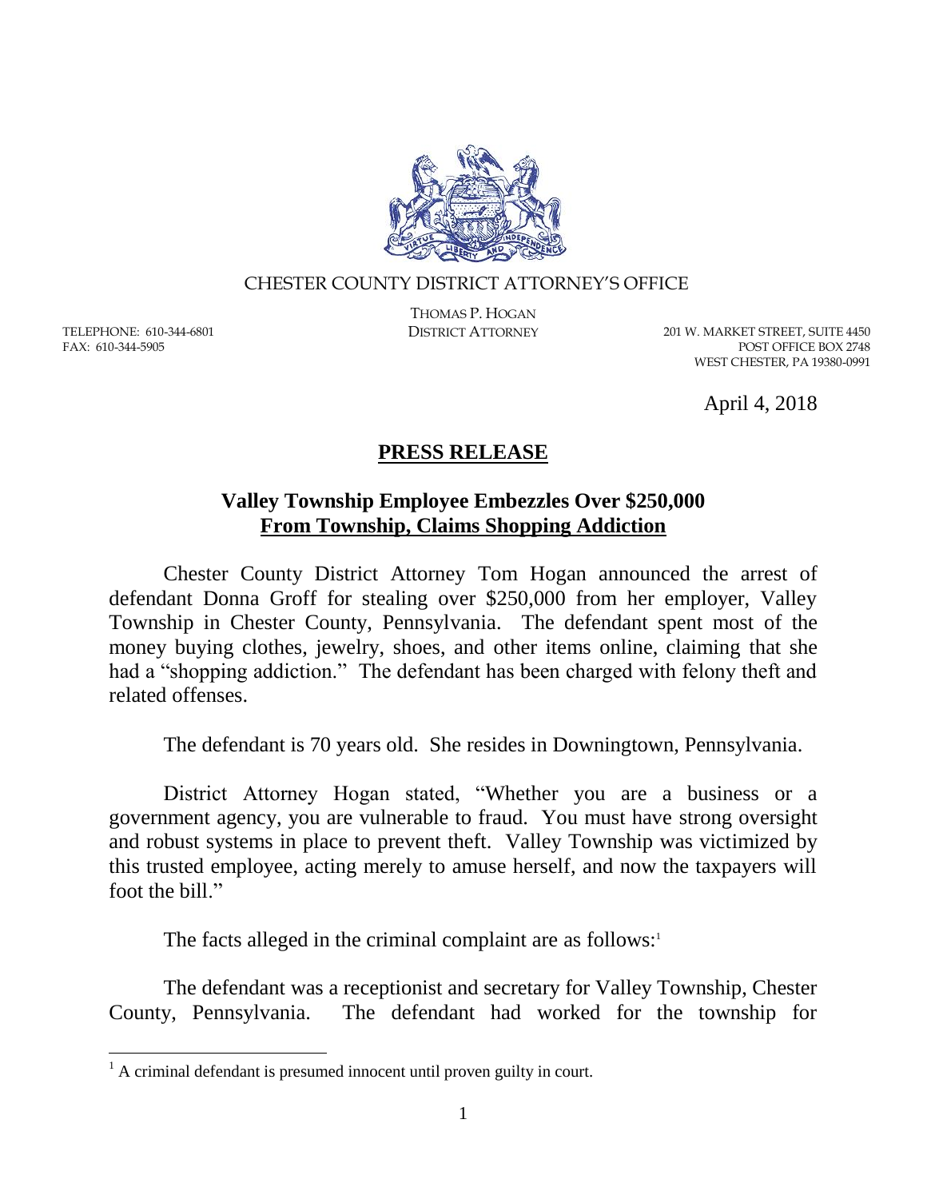CHESTER COUNTY DISTRICT ATTORNEY'S OFFICE

THOMAS P. HOGAN
DISTRICT ATTORNEY

TELEPHONE: 610-344-6801
FAX: 610-344-5905

201 W. MARKET STREET, SUITE 4450
POST OFFICE BOX 2748
WEST CHESTER, PA 19380-0991

April 4, 2018

## **PRESS RELEASE**

### **Valley Township Employee Embezzles Over $250,000 From Township, Claims Shopping Addiction**

Chester County District Attorney Tom Hogan announced the arrest of defendant Donna Groff for stealing over $250,000 from her employer, Valley Township in Chester County, Pennsylvania. The defendant spent most of the money buying clothes, jewelry, shoes, and other items online, claiming that she had a "shopping addiction." The defendant has been charged with felony theft and related offenses.

The defendant is 70 years old. She resides in Downingtown, Pennsylvania.

District Attorney Hogan stated, "Whether you are a business or a government agency, you are vulnerable to fraud. You must have strong oversight and robust systems in place to prevent theft. Valley Township was victimized by this trusted employee, acting merely to amuse herself, and now the taxpayers will foot the bill."

The facts alleged in the criminal complaint are as follows:[1]

The defendant was a receptionist and secretary for Valley Township, Chester County, Pennsylvania. The defendant had worked for the township for

[1] A criminal defendant is presumed innocent until proven guilty in court.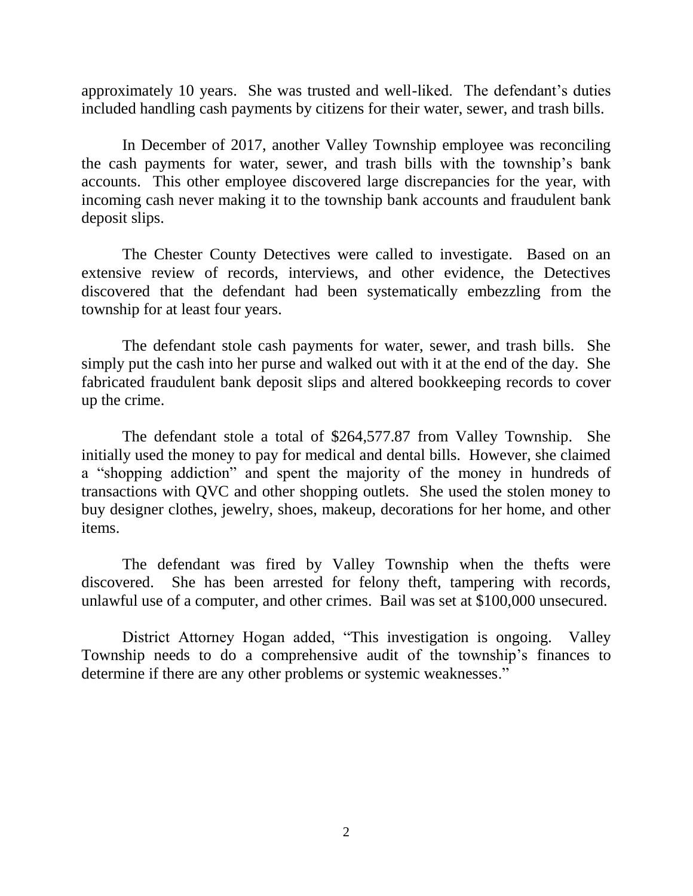approximately 10 years. She was trusted and well-liked. The defendant's duties included handling cash payments by citizens for their water, sewer, and trash bills.

In December of 2017, another Valley Township employee was reconciling the cash payments for water, sewer, and trash bills with the township's bank accounts. This other employee discovered large discrepancies for the year, with incoming cash never making it to the township bank accounts and fraudulent bank deposit slips.

The Chester County Detectives were called to investigate. Based on an extensive review of records, interviews, and other evidence, the Detectives discovered that the defendant had been systematically embezzling from the township for at least four years.

The defendant stole cash payments for water, sewer, and trash bills. She simply put the cash into her purse and walked out with it at the end of the day. She fabricated fraudulent bank deposit slips and altered bookkeeping records to cover up the crime.

The defendant stole a total of $264,577.87 from Valley Township. She initially used the money to pay for medical and dental bills. However, she claimed a "shopping addiction" and spent the majority of the money in hundreds of transactions with QVC and other shopping outlets. She used the stolen money to buy designer clothes, jewelry, shoes, makeup, decorations for her home, and other items.

The defendant was fired by Valley Township when the thefts were discovered. She has been arrested for felony theft, tampering with records, unlawful use of a computer, and other crimes. Bail was set at $100,000 unsecured.

District Attorney Hogan added, "This investigation is ongoing. Valley Township needs to do a comprehensive audit of the township's finances to determine if there are any other problems or systemic weaknesses."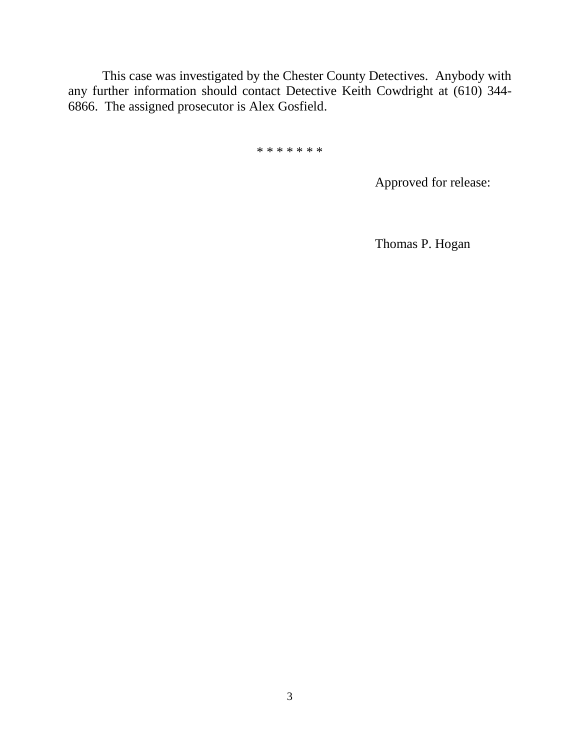This case was investigated by the Chester County Detectives. Anybody with any further information should contact Detective Keith Cowdright at (610) 344-6866. The assigned prosecutor is Alex Gosfield.

* * * * * * *

Approved for release:

Thomas P. Hogan